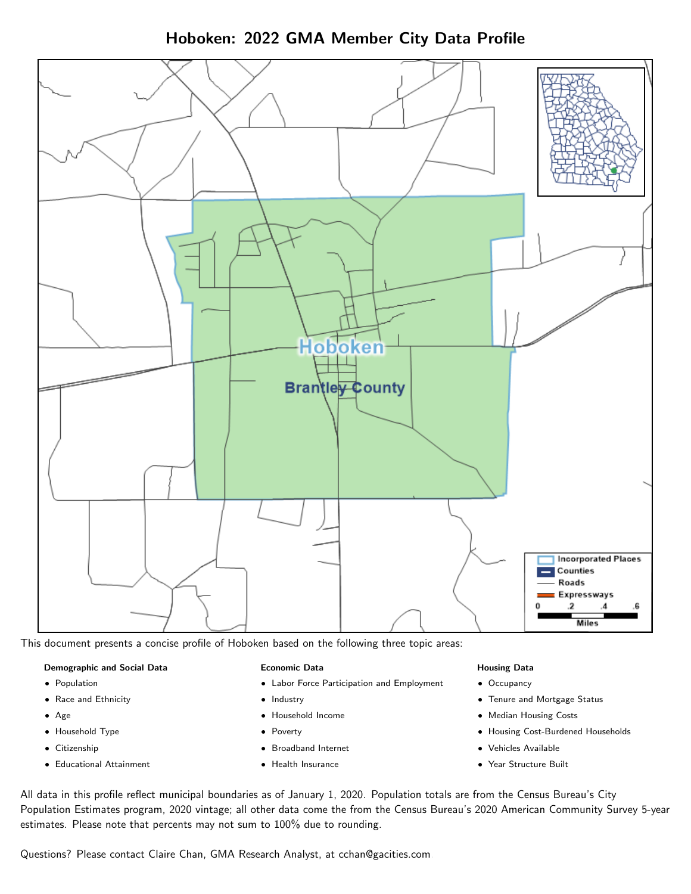# Hoboken: 2022 GMA Member City Data Profile

This document presents a concise profile of Hoboken based on the following three topic areas:

**Demographic and Social Data**

- Population
- Race and Ethnicity
- Age
- Household Type
- Citizenship
- Educational Attainment

**Economic Data**

- Labor Force Participation and Employment
- Industry
- Household Income
- Poverty
- Broadband Internet
- Health Insurance

**Housing Data**

- Occupancy
- Tenure and Mortgage Status
- Median Housing Costs
- Housing Cost-Burdened Households
- Vehicles Available
- Year Structure Built

All data in this profile reflect municipal boundaries as of January 1, 2020. Population totals are from the Census Bureau's City Population Estimates program, 2020 vintage; all other data come the from the Census Bureau's 2020 American Community Survey 5-year estimates. Please note that percents may not sum to 100% due to rounding.

Questions? Please contact Claire Chan, GMA Research Analyst, at cchan@gacities.com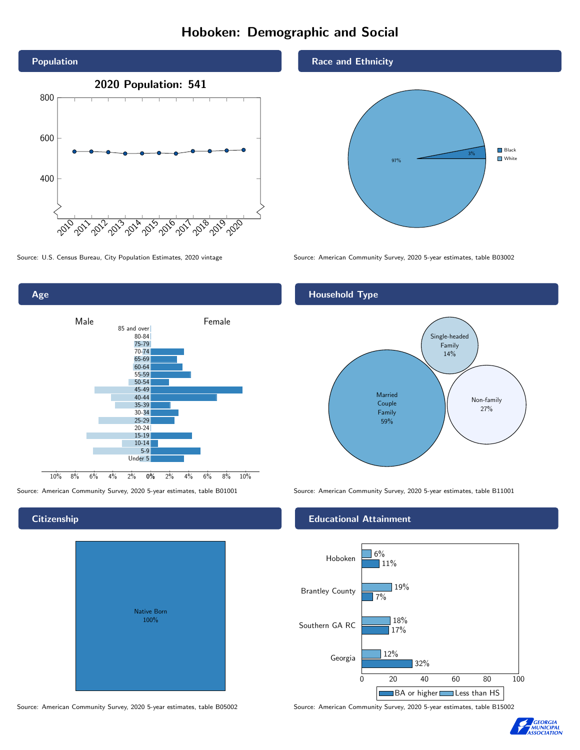# Hoboken: Demographic and Social

## Population

2020 Population: 541

Source: U.S. Census Bureau, City Population Estimates, 2020 vintage

## Race and Ethnicity

| Race | Percent |
|---|---|
| Black | 3% |
| White | 97% |

Source: American Community Survey, 2020 5-year estimates, table B03002

## Age

Source: American Community Survey, 2020 5-year estimates, table B01001

## Household Type

| Household Type | Percent |
|---|---|
| Married Couple Family | 59% |
| Single-headed Family | 14% |
| Non-family | 27% |

Source: American Community Survey, 2020 5-year estimates, table B11001

## Citizenship

Native Born 100%

Source: American Community Survey, 2020 5-year estimates, table B05002

## Educational Attainment

| Area | Less than HS | BA or higher |
|---|---|---|
| Hoboken | 6% | 11% |
| Brantley County | 19% | 7% |
| Southern GA RC | 18% | 17% |
| Georgia | 12% | 32% |

Source: American Community Survey, 2020 5-year estimates, table B15002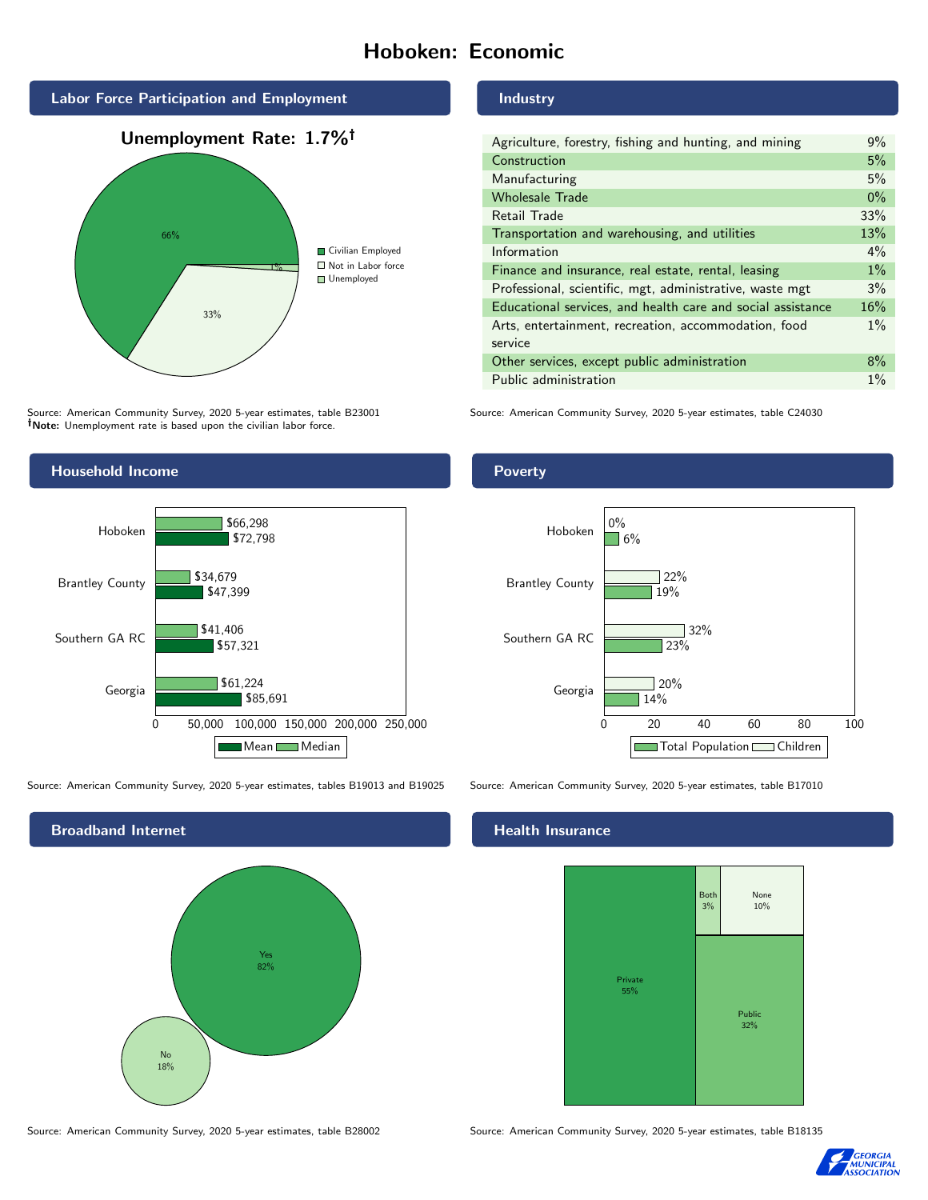# Hoboken: Economic

## Labor Force Participation and Employment

**Unemployment Rate: 1.7%†**

| Category | Percent |
|---|---|
| Civilian Employed | 66% |
| Not in Labor force | 33% |
| Unemployed | 1% |

Source: American Community Survey, 2020 5-year estimates, table B23001
**†Note:** Unemployment rate is based upon the civilian labor force.

## Industry

| Industry | Percent |
|---|---|
| Agriculture, forestry, fishing and hunting, and mining | 9% |
| Construction | 5% |
| Manufacturing | 5% |
| Wholesale Trade | 0% |
| Retail Trade | 33% |
| Transportation and warehousing, and utilities | 13% |
| Information | 4% |
| Finance and insurance, real estate, rental, leasing | 1% |
| Professional, scientific, mgt, administrative, waste mgt | 3% |
| Educational services, and health care and social assistance | 16% |
| Arts, entertainment, recreation, accommodation, food service | 1% |
| Other services, except public administration | 8% |
| Public administration | 1% |

Source: American Community Survey, 2020 5-year estimates, table C24030

## Household Income

| Area | Median | Mean |
|---|---|---|
| Hoboken | $66,298 | $72,798 |
| Brantley County | $34,679 | $47,399 |
| Southern GA RC | $41,406 | $57,321 |
| Georgia | $61,224 | $85,691 |

Source: American Community Survey, 2020 5-year estimates, tables B19013 and B19025

## Poverty

| Area | Children | Total Population |
|---|---|---|
| Hoboken | 0% | 6% |
| Brantley County | 22% | 19% |
| Southern GA RC | 32% | 23% |
| Georgia | 20% | 14% |

Source: American Community Survey, 2020 5-year estimates, table B17010

## Broadband Internet

| Response | Percent |
|---|---|
| Yes | 82% |
| No | 18% |

Source: American Community Survey, 2020 5-year estimates, table B28002

## Health Insurance

| Type | Percent |
|---|---|
| Private | 55% |
| Public | 32% |
| Both | 3% |
| None | 10% |

Source: American Community Survey, 2020 5-year estimates, table B18135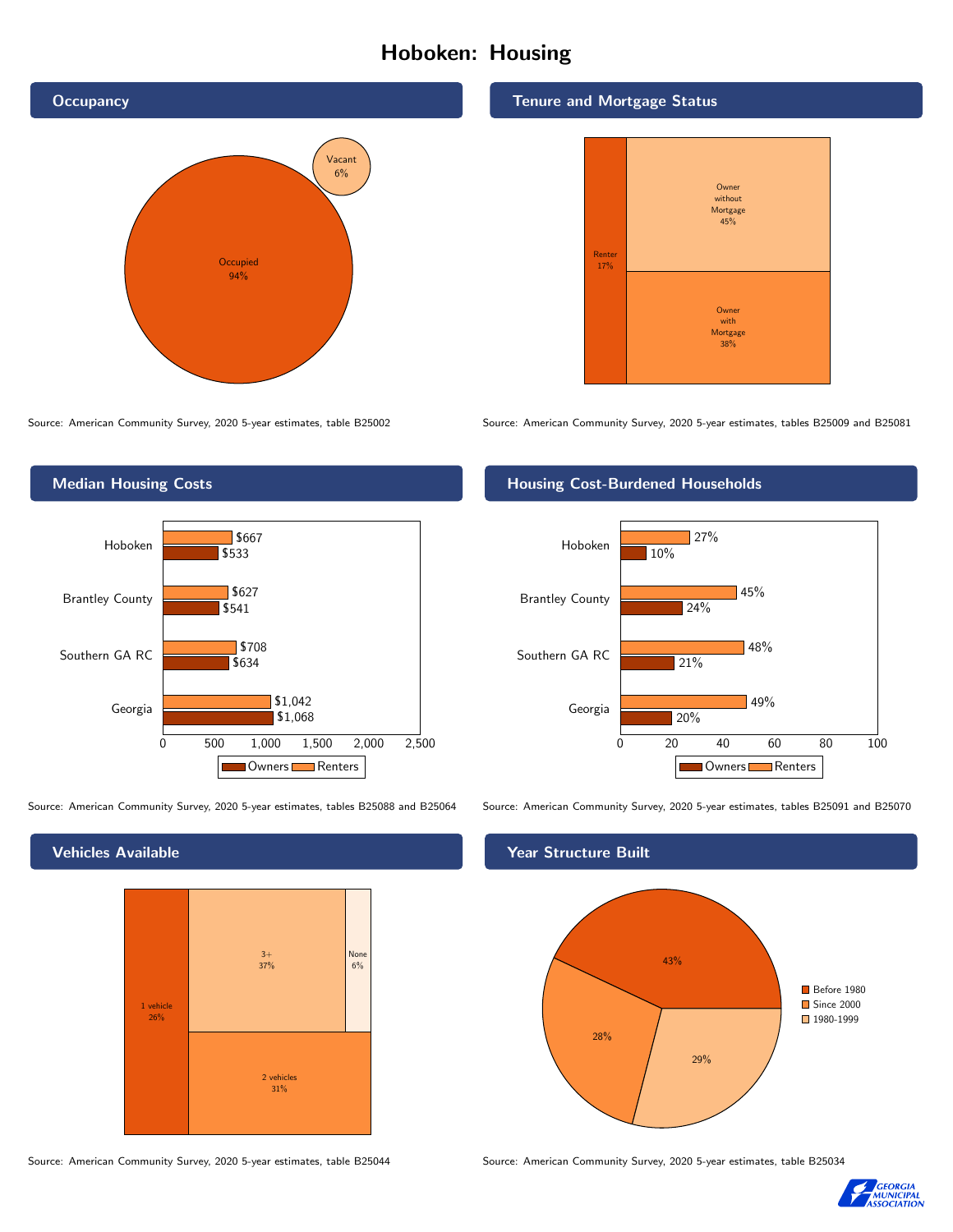# Hoboken: Housing

## Occupancy

Vacant
6%

Occupied
94%

Source: American Community Survey, 2020 5-year estimates, table B25002

## Tenure and Mortgage Status

Renter
17%

Owner
without
Mortgage
45%

Owner
with
Mortgage
38%

Source: American Community Survey, 2020 5-year estimates, tables B25009 and B25081

## Median Housing Costs

Hoboken
$667
$533

Brantley County
$627
$541

Southern GA RC
$708
$634

Georgia
$1,042
$1,068

0 500 1,000 1,500 2,000 2,500

Owners Renters

Source: American Community Survey, 2020 5-year estimates, tables B25088 and B25064

## Housing Cost-Burdened Households

Hoboken
27%
10%

Brantley County
45%
24%

Southern GA RC
48%
21%

Georgia
49%
20%

0 20 40 60 80 100

Owners Renters

Source: American Community Survey, 2020 5-year estimates, tables B25091 and B25070

## Vehicles Available

1 vehicle
26%

3+
37%

None
6%

2 vehicles
31%

Source: American Community Survey, 2020 5-year estimates, table B25044

## Year Structure Built

43%

28%

29%

Before 1980
Since 2000
1980-1999

Source: American Community Survey, 2020 5-year estimates, table B25034

GEORGIA MUNICIPAL ASSOCIATION